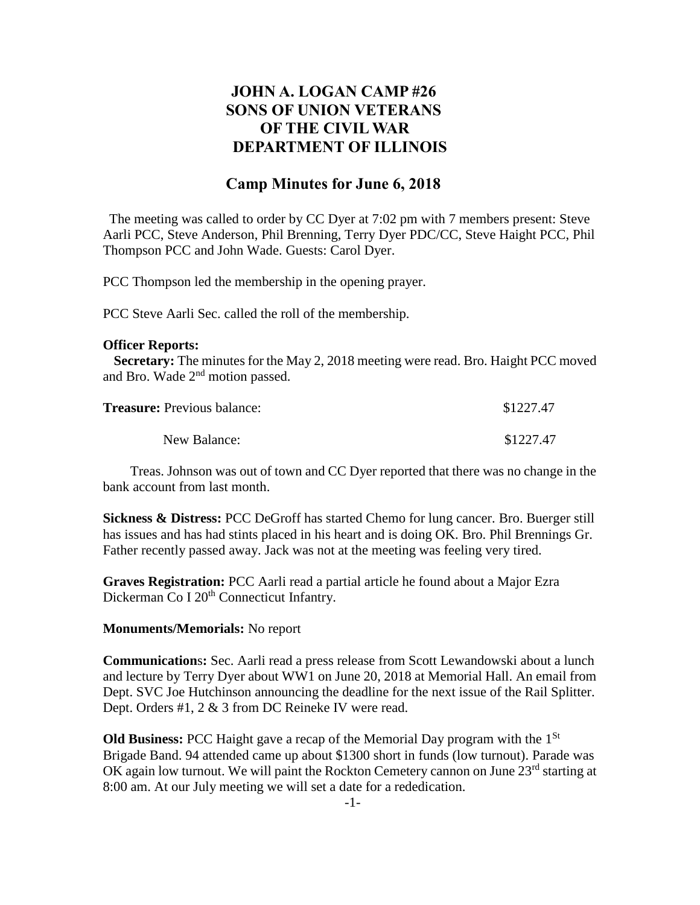# JOHN A. LOGAN CAMP #26 SONS OF UNION VETERANS OF THE CIVIL WAR DEPARTMENT OF ILLINOIS

## Camp Minutes for June 6, 2018

The meeting was called to order by CC Dyer at 7:02 pm with 7 members present: Steve Aarli PCC, Steve Anderson, Phil Brenning, Terry Dyer PDC/CC, Steve Haight PCC, Phil Thompson PCC and John Wade. Guests: Carol Dyer.

PCC Thompson led the membership in the opening prayer.

PCC Steve Aarli Sec. called the roll of the membership.

**Officer Reports:**

**Secretary:** The minutes for the May 2, 2018 meeting were read. Bro. Haight PCC moved and Bro. Wade 2nd motion passed.

| **Treasure:** Previous balance: | \$1227.47 |
|---|---|
| New Balance: | \$1227.47 |

Treas. Johnson was out of town and CC Dyer reported that there was no change in the bank account from last month.

**Sickness & Distress:** PCC DeGroff has started Chemo for lung cancer. Bro. Buerger still has issues and has had stints placed in his heart and is doing OK. Bro. Phil Brennings Gr. Father recently passed away. Jack was not at the meeting was feeling very tired.

**Graves Registration:** PCC Aarli read a partial article he found about a Major Ezra Dickerman Co I 20th Connecticut Infantry.

**Monuments/Memorials:** No report

**Communications:** Sec. Aarli read a press release from Scott Lewandowski about a lunch and lecture by Terry Dyer about WW1 on June 20, 2018 at Memorial Hall. An email from Dept. SVC Joe Hutchinson announcing the deadline for the next issue of the Rail Splitter. Dept. Orders #1, 2 & 3 from DC Reineke IV were read.

**Old Business:** PCC Haight gave a recap of the Memorial Day program with the 1St Brigade Band. 94 attended came up about \$1300 short in funds (low turnout). Parade was OK again low turnout. We will paint the Rockton Cemetery cannon on June 23rd starting at 8:00 am. At our July meeting we will set a date for a rededication.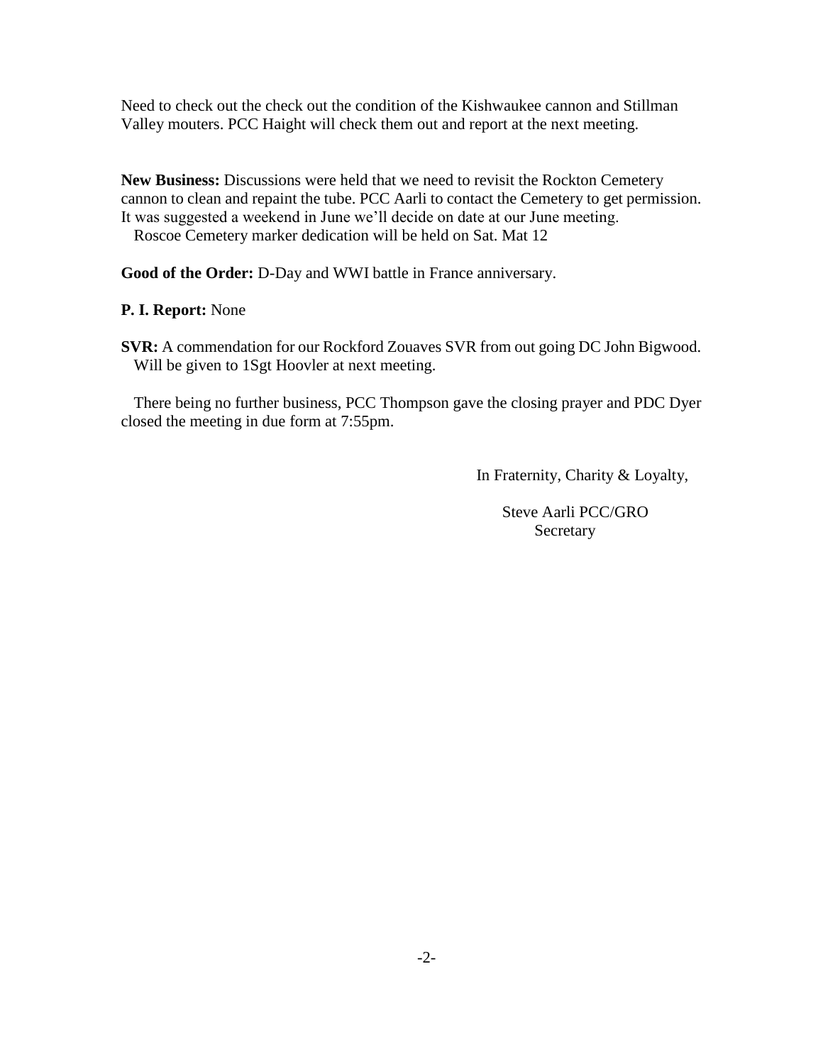Need to check out the check out the condition of the Kishwaukee cannon and Stillman Valley mouters. PCC Haight will check them out and report at the next meeting.

**New Business:** Discussions were held that we need to revisit the Rockton Cemetery cannon to clean and repaint the tube. PCC Aarli to contact the Cemetery to get permission. It was suggested a weekend in June we'll decide on date at our June meeting.
Roscoe Cemetery marker dedication will be held on Sat. Mat 12

**Good of the Order:** D-Day and WWI battle in France anniversary.

**P. I. Report:** None

**SVR:** A commendation for our Rockford Zouaves SVR from out going DC John Bigwood. Will be given to 1Sgt Hoovler at next meeting.

There being no further business, PCC Thompson gave the closing prayer and PDC Dyer closed the meeting in due form at 7:55pm.

In Fraternity, Charity & Loyalty,

Steve Aarli PCC/GRO
Secretary